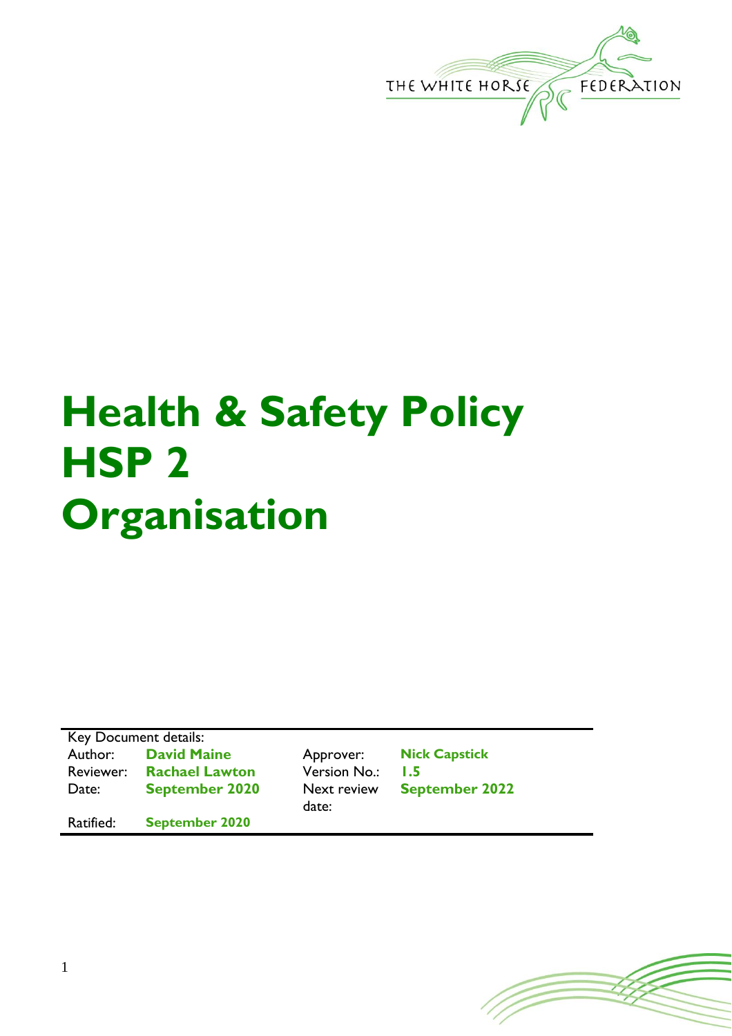THE WHITE HORSE FEDERATION

# Health & Safety Policy HSP 2 Organisation

Key Document details:

| | | | |
|---|---|---|---|
| Author: | **David Maine** | Approver: | **Nick Capstick** |
| Reviewer: | **Rachael Lawton** | Version No.: | **1.5** |
| Date: | **September 2020** | Next review date: | **September 2022** |
| Ratified: | **September 2020** | | |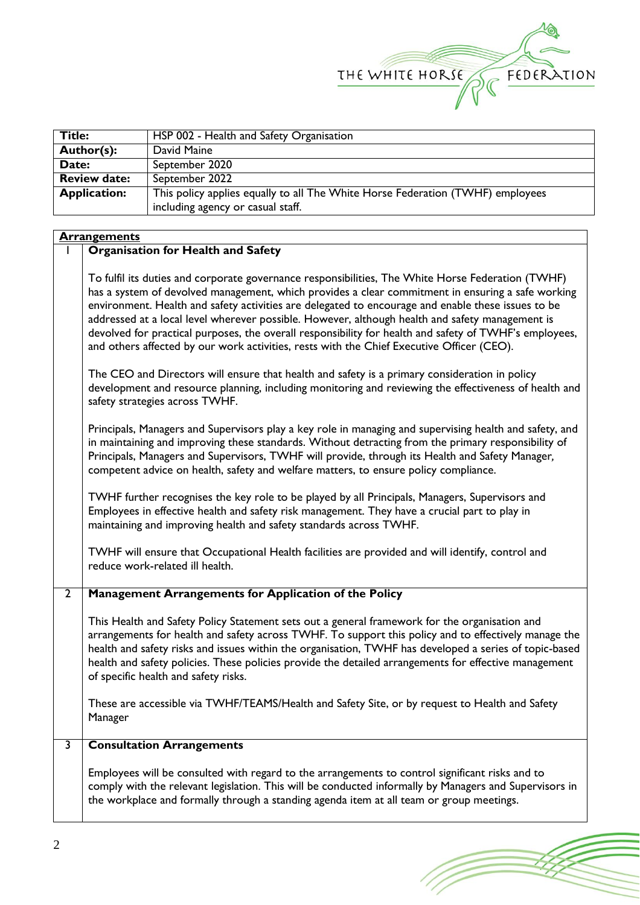| Title: | HSP 002 - Health and Safety Organisation |
|---|---|
| Author(s): | David Maine |
| Date: | September 2020 |
| Review date: | September 2022 |
| Application: | This policy applies equally to all The White Horse Federation (TWHF) employees including agency or casual staff. |

## Arrangements

### 1 Organisation for Health and Safety

To fulfil its duties and corporate governance responsibilities, The White Horse Federation (TWHF) has a system of devolved management, which provides a clear commitment in ensuring a safe working environment. Health and safety activities are delegated to encourage and enable these issues to be addressed at a local level wherever possible. However, although health and safety management is devolved for practical purposes, the overall responsibility for health and safety of TWHF's employees, and others affected by our work activities, rests with the Chief Executive Officer (CEO).

The CEO and Directors will ensure that health and safety is a primary consideration in policy development and resource planning, including monitoring and reviewing the effectiveness of health and safety strategies across TWHF.

Principals, Managers and Supervisors play a key role in managing and supervising health and safety, and in maintaining and improving these standards. Without detracting from the primary responsibility of Principals, Managers and Supervisors, TWHF will provide, through its Health and Safety Manager, competent advice on health, safety and welfare matters, to ensure policy compliance.

TWHF further recognises the key role to be played by all Principals, Managers, Supervisors and Employees in effective health and safety risk management. They have a crucial part to play in maintaining and improving health and safety standards across TWHF.

TWHF will ensure that Occupational Health facilities are provided and will identify, control and reduce work-related ill health.

### 2 Management Arrangements for Application of the Policy

This Health and Safety Policy Statement sets out a general framework for the organisation and arrangements for health and safety across TWHF. To support this policy and to effectively manage the health and safety risks and issues within the organisation, TWHF has developed a series of topic-based health and safety policies. These policies provide the detailed arrangements for effective management of specific health and safety risks.

These are accessible via TWHF/TEAMS/Health and Safety Site, or by request to Health and Safety Manager

### 3 Consultation Arrangements

Employees will be consulted with regard to the arrangements to control significant risks and to comply with the relevant legislation. This will be conducted informally by Managers and Supervisors in the workplace and formally through a standing agenda item at all team or group meetings.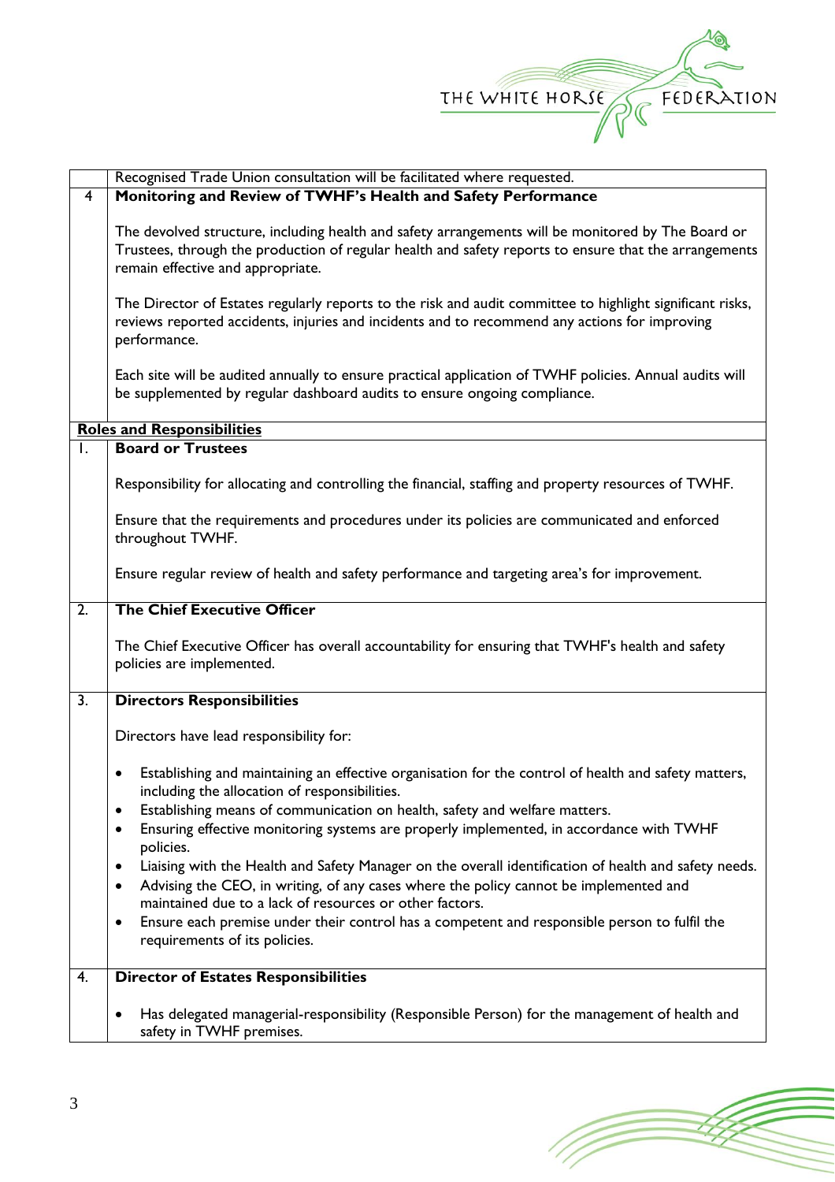| | Recognised Trade Union consultation will be facilitated where requested. |
|---|---|
| 4 | **Monitoring and Review of TWHF's Health and Safety Performance**<br><br>The devolved structure, including health and safety arrangements will be monitored by The Board or Trustees, through the production of regular health and safety reports to ensure that the arrangements remain effective and appropriate.<br><br>The Director of Estates regularly reports to the risk and audit committee to highlight significant risks, reviews reported accidents, injuries and incidents and to recommend any actions for improving performance.<br><br>Each site will be audited annually to ensure practical application of TWHF policies. Annual audits will be supplemented by regular dashboard audits to ensure ongoing compliance. |

**Roles and Responsibilities**

| | |
|---|---|
| 1. | **Board or Trustees**<br><br>Responsibility for allocating and controlling the financial, staffing and property resources of TWHF.<br><br>Ensure that the requirements and procedures under its policies are communicated and enforced throughout TWHF.<br><br>Ensure regular review of health and safety performance and targeting area's for improvement. |
| 2. | **The Chief Executive Officer**<br><br>The Chief Executive Officer has overall accountability for ensuring that TWHF's health and safety policies are implemented. |
| 3. | **Directors Responsibilities**<br><br>Directors have lead responsibility for:<br><br>• Establishing and maintaining an effective organisation for the control of health and safety matters, including the allocation of responsibilities.<br>• Establishing means of communication on health, safety and welfare matters.<br>• Ensuring effective monitoring systems are properly implemented, in accordance with TWHF policies.<br>• Liaising with the Health and Safety Manager on the overall identification of health and safety needs.<br>• Advising the CEO, in writing, of any cases where the policy cannot be implemented and maintained due to a lack of resources or other factors.<br>• Ensure each premise under their control has a competent and responsible person to fulfil the requirements of its policies. |
| 4. | **Director of Estates Responsibilities**<br><br>• Has delegated managerial-responsibility (Responsible Person) for the management of health and safety in TWHF premises. |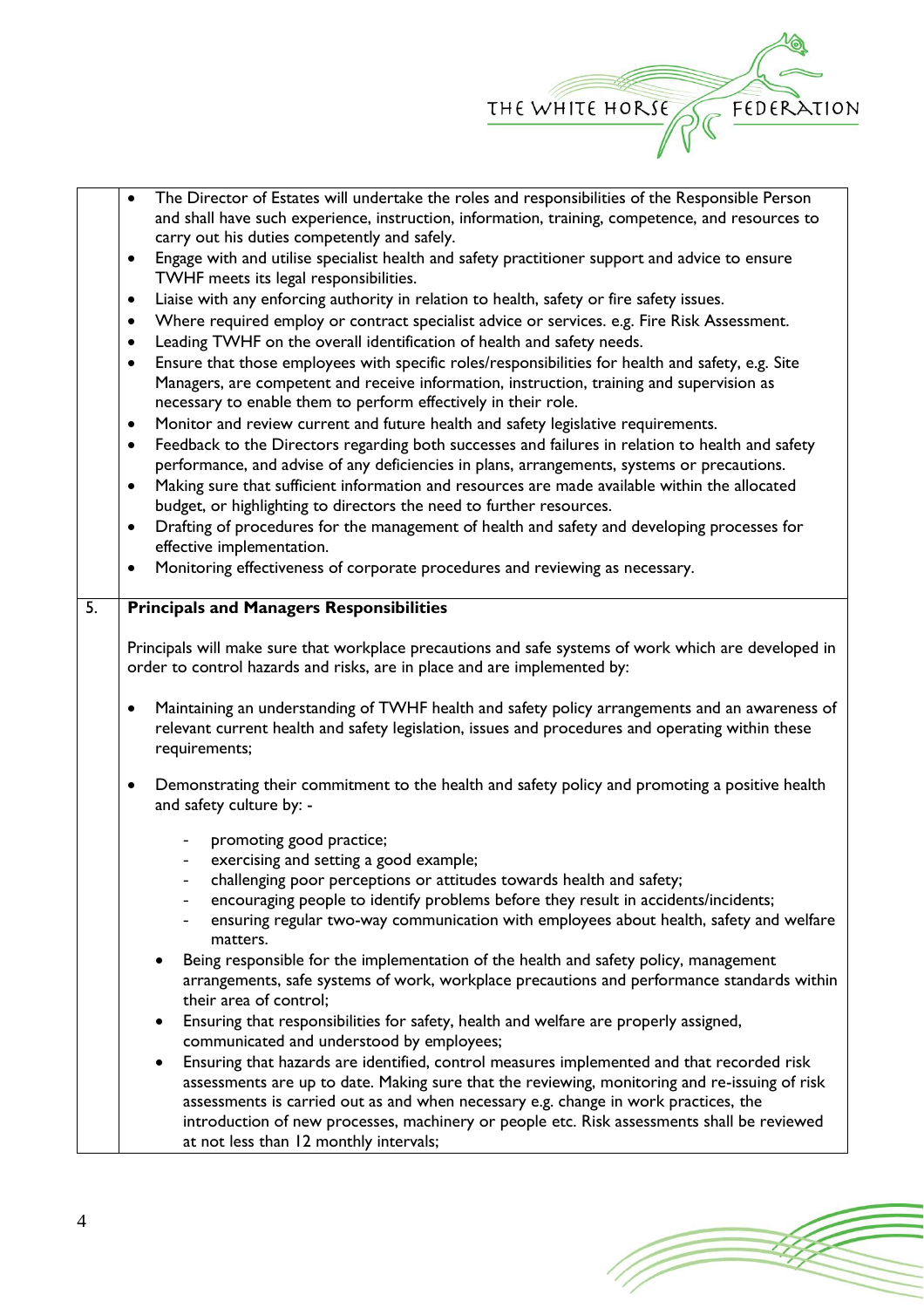- The Director of Estates will undertake the roles and responsibilities of the Responsible Person and shall have such experience, instruction, information, training, competence, and resources to carry out his duties competently and safely.
- Engage with and utilise specialist health and safety practitioner support and advice to ensure TWHF meets its legal responsibilities.
- Liaise with any enforcing authority in relation to health, safety or fire safety issues.
- Where required employ or contract specialist advice or services. e.g. Fire Risk Assessment.
- Leading TWHF on the overall identification of health and safety needs.
- Ensure that those employees with specific roles/responsibilities for health and safety, e.g. Site Managers, are competent and receive information, instruction, training and supervision as necessary to enable them to perform effectively in their role.
- Monitor and review current and future health and safety legislative requirements.
- Feedback to the Directors regarding both successes and failures in relation to health and safety performance, and advise of any deficiencies in plans, arrangements, systems or precautions.
- Making sure that sufficient information and resources are made available within the allocated budget, or highlighting to directors the need to further resources.
- Drafting of procedures for the management of health and safety and developing processes for effective implementation.
- Monitoring effectiveness of corporate procedures and reviewing as necessary.

## 5. Principals and Managers Responsibilities

Principals will make sure that workplace precautions and safe systems of work which are developed in order to control hazards and risks, are in place and are implemented by:

- Maintaining an understanding of TWHF health and safety policy arrangements and an awareness of relevant current health and safety legislation, issues and procedures and operating within these requirements;

- Demonstrating their commitment to the health and safety policy and promoting a positive health and safety culture by: -

  - promoting good practice;
  - exercising and setting a good example;
  - challenging poor perceptions or attitudes towards health and safety;
  - encouraging people to identify problems before they result in accidents/incidents;
  - ensuring regular two-way communication with employees about health, safety and welfare matters.

- Being responsible for the implementation of the health and safety policy, management arrangements, safe systems of work, workplace precautions and performance standards within their area of control;
- Ensuring that responsibilities for safety, health and welfare are properly assigned, communicated and understood by employees;
- Ensuring that hazards are identified, control measures implemented and that recorded risk assessments are up to date. Making sure that the reviewing, monitoring and re-issuing of risk assessments is carried out as and when necessary e.g. change in work practices, the introduction of new processes, machinery or people etc. Risk assessments shall be reviewed at not less than 12 monthly intervals;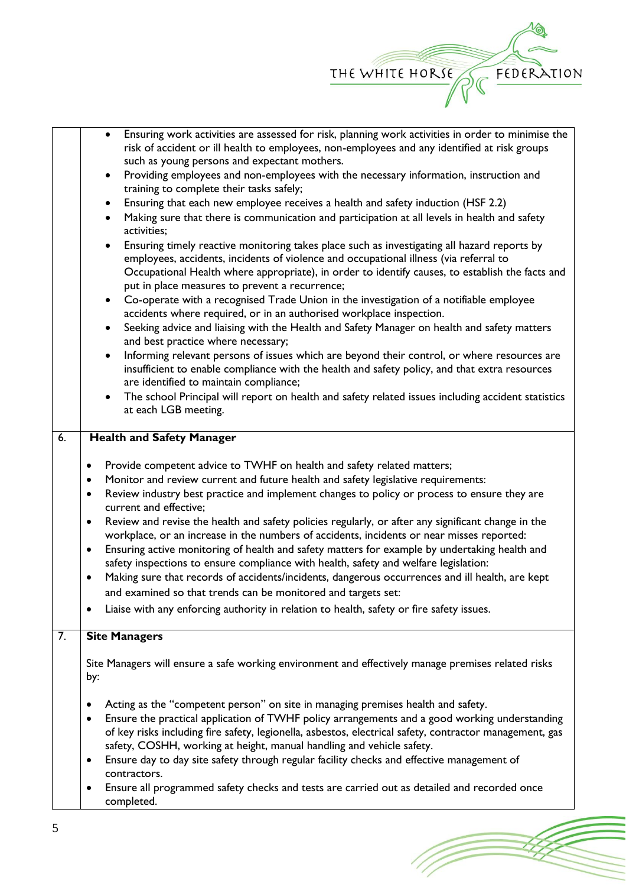| | |
|---|---|
| | • Ensuring work activities are assessed for risk, planning work activities in order to minimise the risk of accident or ill health to employees, non-employees and any identified at risk groups such as young persons and expectant mothers.<br>• Providing employees and non-employees with the necessary information, instruction and training to complete their tasks safely;<br>• Ensuring that each new employee receives a health and safety induction (HSF 2.2)<br>• Making sure that there is communication and participation at all levels in health and safety activities;<br>• Ensuring timely reactive monitoring takes place such as investigating all hazard reports by employees, accidents, incidents of violence and occupational illness (via referral to Occupational Health where appropriate), in order to identify causes, to establish the facts and put in place measures to prevent a recurrence;<br>• Co-operate with a recognised Trade Union in the investigation of a notifiable employee accidents where required, or in an authorised workplace inspection.<br>• Seeking advice and liaising with the Health and Safety Manager on health and safety matters and best practice where necessary;<br>• Informing relevant persons of issues which are beyond their control, or where resources are insufficient to enable compliance with the health and safety policy, and that extra resources are identified to maintain compliance;<br>• The school Principal will report on health and safety related issues including accident statistics at each LGB meeting. |
| 6. | **Health and Safety Manager**<br><br>• Provide competent advice to TWHF on health and safety related matters;<br>• Monitor and review current and future health and safety legislative requirements:<br>• Review industry best practice and implement changes to policy or process to ensure they are current and effective;<br>• Review and revise the health and safety policies regularly, or after any significant change in the workplace, or an increase in the numbers of accidents, incidents or near misses reported:<br>• Ensuring active monitoring of health and safety matters for example by undertaking health and safety inspections to ensure compliance with health, safety and welfare legislation:<br>• Making sure that records of accidents/incidents, dangerous occurrences and ill health, are kept and examined so that trends can be monitored and targets set:<br>• Liaise with any enforcing authority in relation to health, safety or fire safety issues. |
| 7. | **Site Managers**<br><br>Site Managers will ensure a safe working environment and effectively manage premises related risks by:<br><br>• Acting as the "competent person" on site in managing premises health and safety.<br>• Ensure the practical application of TWHF policy arrangements and a good working understanding of key risks including fire safety, legionella, asbestos, electrical safety, contractor management, gas safety, COSHH, working at height, manual handling and vehicle safety.<br>• Ensure day to day site safety through regular facility checks and effective management of contractors.<br>• Ensure all programmed safety checks and tests are carried out as detailed and recorded once completed. |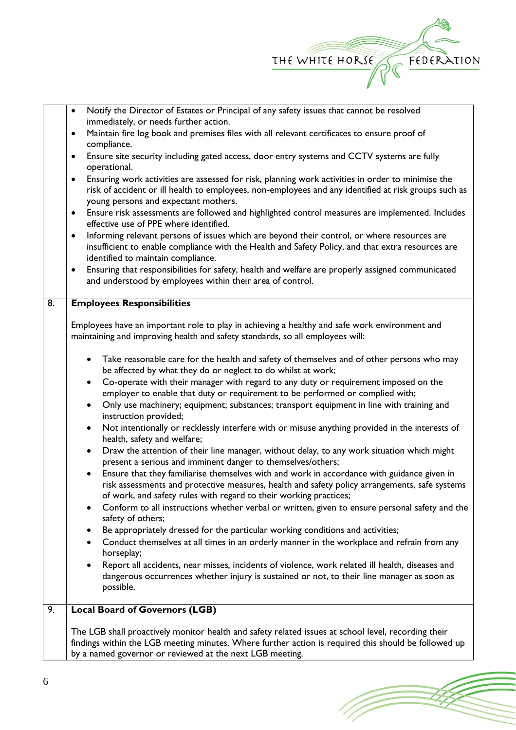- Notify the Director of Estates or Principal of any safety issues that cannot be resolved immediately, or needs further action.
- Maintain fire log book and premises files with all relevant certificates to ensure proof of compliance.
- Ensure site security including gated access, door entry systems and CCTV systems are fully operational.
- Ensuring work activities are assessed for risk, planning work activities in order to minimise the risk of accident or ill health to employees, non-employees and any identified at risk groups such as young persons and expectant mothers.
- Ensure risk assessments are followed and highlighted control measures are implemented. Includes effective use of PPE where identified.
- Informing relevant persons of issues which are beyond their control, or where resources are insufficient to enable compliance with the Health and Safety Policy, and that extra resources are identified to maintain compliance.
- Ensuring that responsibilities for safety, health and welfare are properly assigned communicated and understood by employees within their area of control.

## 8. Employees Responsibilities

Employees have an important role to play in achieving a healthy and safe work environment and maintaining and improving health and safety standards, so all employees will:

- Take reasonable care for the health and safety of themselves and of other persons who may be affected by what they do or neglect to do whilst at work;
- Co-operate with their manager with regard to any duty or requirement imposed on the employer to enable that duty or requirement to be performed or complied with;
- Only use machinery; equipment; substances; transport equipment in line with training and instruction provided;
- Not intentionally or recklessly interfere with or misuse anything provided in the interests of health, safety and welfare;
- Draw the attention of their line manager, without delay, to any work situation which might present a serious and imminent danger to themselves/others;
- Ensure that they familiarise themselves with and work in accordance with guidance given in risk assessments and protective measures, health and safety policy arrangements, safe systems of work, and safety rules with regard to their working practices;
- Conform to all instructions whether verbal or written, given to ensure personal safety and the safety of others;
- Be appropriately dressed for the particular working conditions and activities;
- Conduct themselves at all times in an orderly manner in the workplace and refrain from any horseplay;
- Report all accidents, near misses, incidents of violence, work related ill health, diseases and dangerous occurrences whether injury is sustained or not, to their line manager as soon as possible.

## 9. Local Board of Governors (LGB)

The LGB shall proactively monitor health and safety related issues at school level, recording their findings within the LGB meeting minutes. Where further action is required this should be followed up by a named governor or reviewed at the next LGB meeting.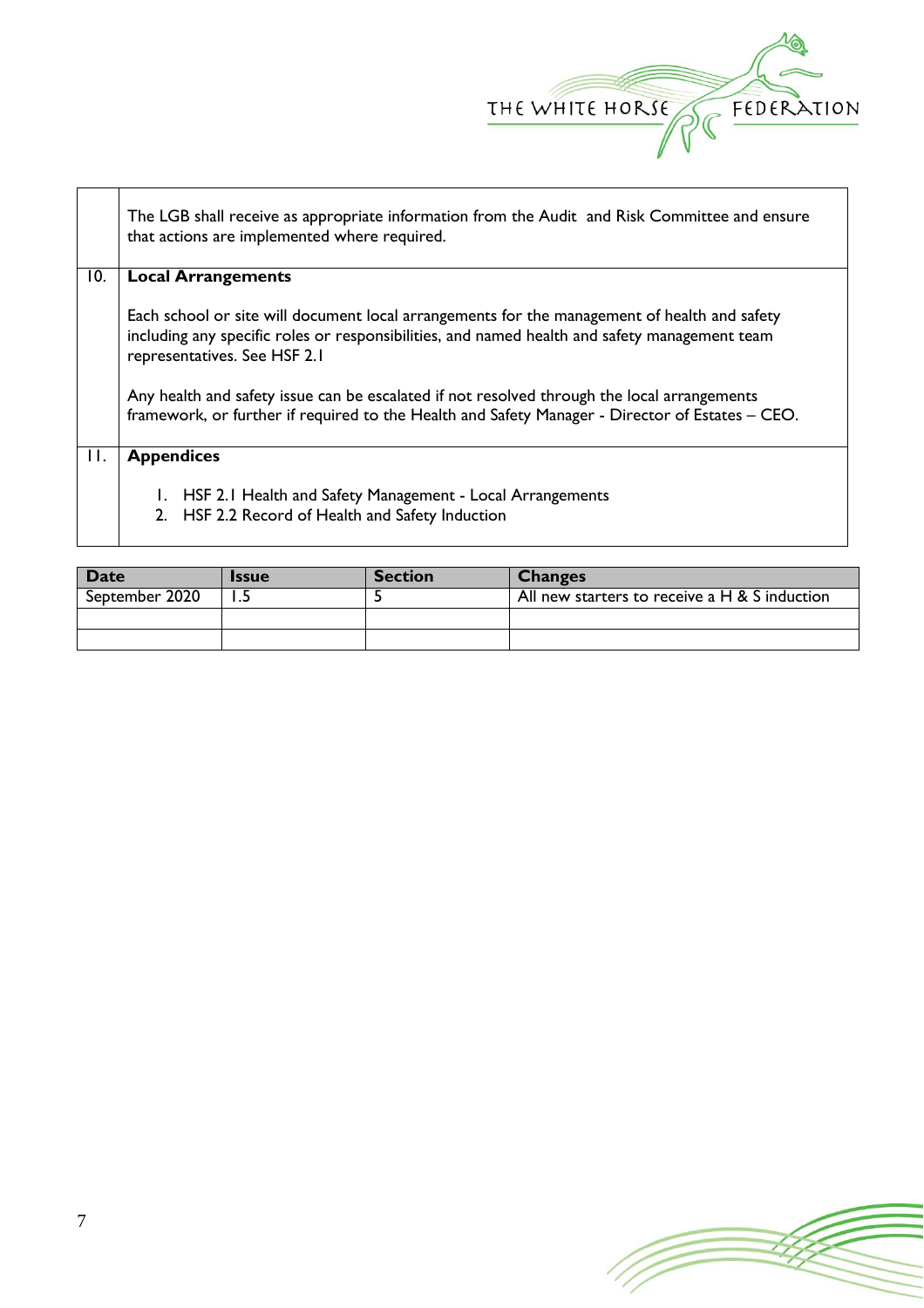The LGB shall receive as appropriate information from the Audit and Risk Committee and ensure that actions are implemented where required.

## 10. Local Arrangements

Each school or site will document local arrangements for the management of health and safety including any specific roles or responsibilities, and named health and safety management team representatives. See HSF 2.1

Any health and safety issue can be escalated if not resolved through the local arrangements framework, or further if required to the Health and Safety Manager - Director of Estates – CEO.

## 11. Appendices

1. HSF 2.1 Health and Safety Management - Local Arrangements
2. HSF 2.2 Record of Health and Safety Induction

| Date | Issue | Section | Changes |
|---|---|---|---|
| September 2020 | 1.5 | 5 | All new starters to receive a H & S induction |
| | | | |
| | | | |